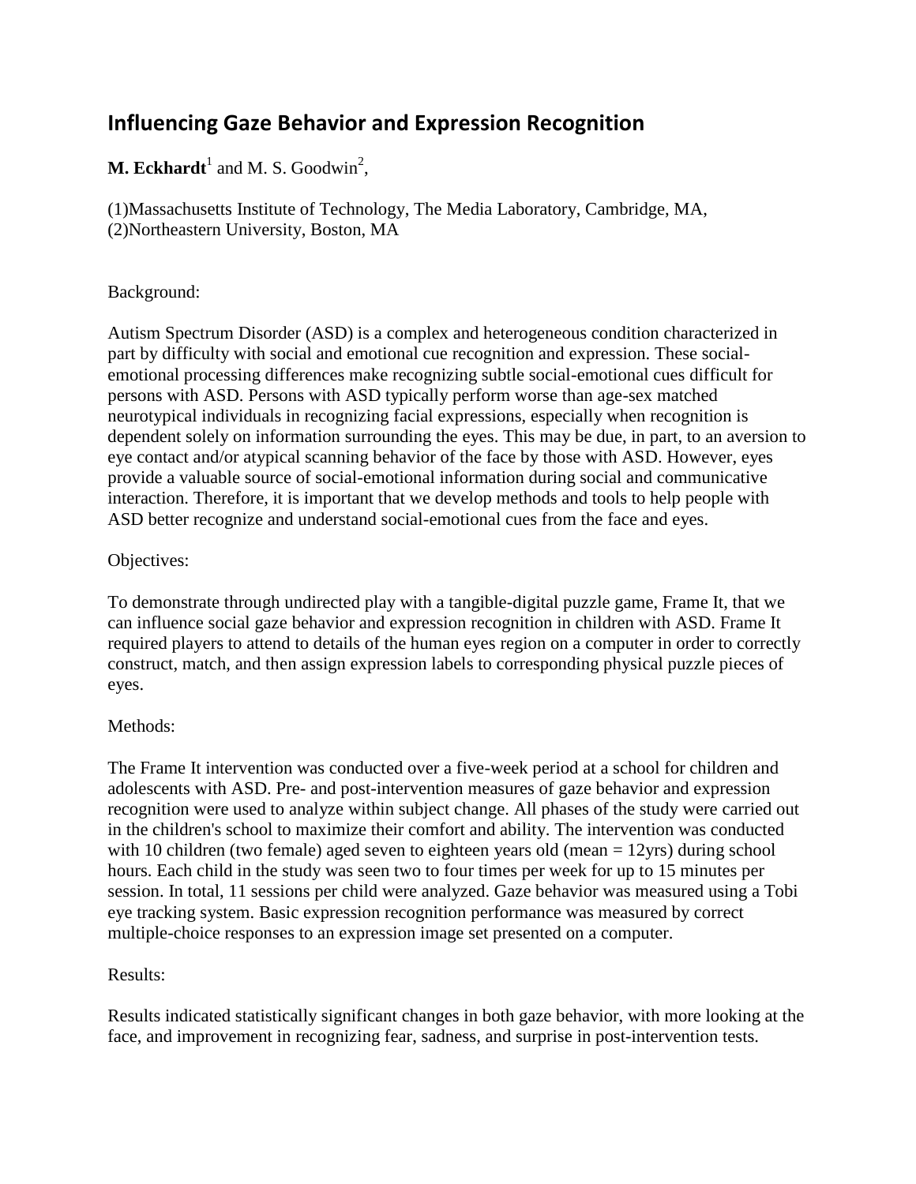# Influencing Gaze Behavior and Expression Recognition

**M. Eckhardt**[1] and M. S. Goodwin[2],

(1)Massachusetts Institute of Technology, The Media Laboratory, Cambridge, MA,
(2)Northeastern University, Boston, MA

Background:

Autism Spectrum Disorder (ASD) is a complex and heterogeneous condition characterized in part by difficulty with social and emotional cue recognition and expression. These social-emotional processing differences make recognizing subtle social-emotional cues difficult for persons with ASD. Persons with ASD typically perform worse than age-sex matched neurotypical individuals in recognizing facial expressions, especially when recognition is dependent solely on information surrounding the eyes. This may be due, in part, to an aversion to eye contact and/or atypical scanning behavior of the face by those with ASD. However, eyes provide a valuable source of social-emotional information during social and communicative interaction. Therefore, it is important that we develop methods and tools to help people with ASD better recognize and understand social-emotional cues from the face and eyes.

Objectives:

To demonstrate through undirected play with a tangible-digital puzzle game, Frame It, that we can influence social gaze behavior and expression recognition in children with ASD. Frame It required players to attend to details of the human eyes region on a computer in order to correctly construct, match, and then assign expression labels to corresponding physical puzzle pieces of eyes.

Methods:

The Frame It intervention was conducted over a five-week period at a school for children and adolescents with ASD. Pre- and post-intervention measures of gaze behavior and expression recognition were used to analyze within subject change. All phases of the study were carried out in the children's school to maximize their comfort and ability. The intervention was conducted with 10 children (two female) aged seven to eighteen years old (mean = 12yrs) during school hours. Each child in the study was seen two to four times per week for up to 15 minutes per session. In total, 11 sessions per child were analyzed. Gaze behavior was measured using a Tobi eye tracking system. Basic expression recognition performance was measured by correct multiple-choice responses to an expression image set presented on a computer.

Results:

Results indicated statistically significant changes in both gaze behavior, with more looking at the face, and improvement in recognizing fear, sadness, and surprise in post-intervention tests.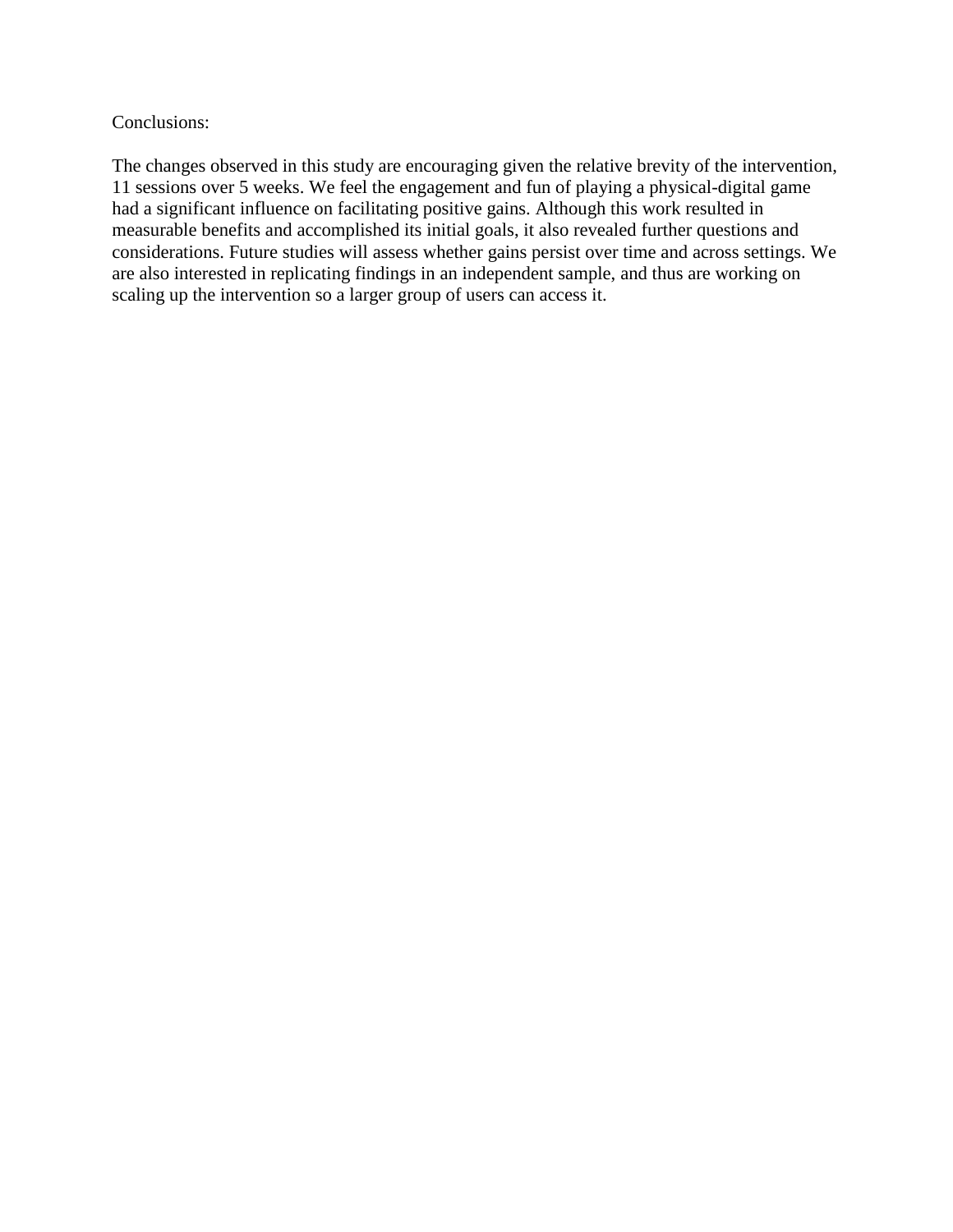Conclusions:

The changes observed in this study are encouraging given the relative brevity of the intervention, 11 sessions over 5 weeks. We feel the engagement and fun of playing a physical-digital game had a significant influence on facilitating positive gains. Although this work resulted in measurable benefits and accomplished its initial goals, it also revealed further questions and considerations. Future studies will assess whether gains persist over time and across settings. We are also interested in replicating findings in an independent sample, and thus are working on scaling up the intervention so a larger group of users can access it.